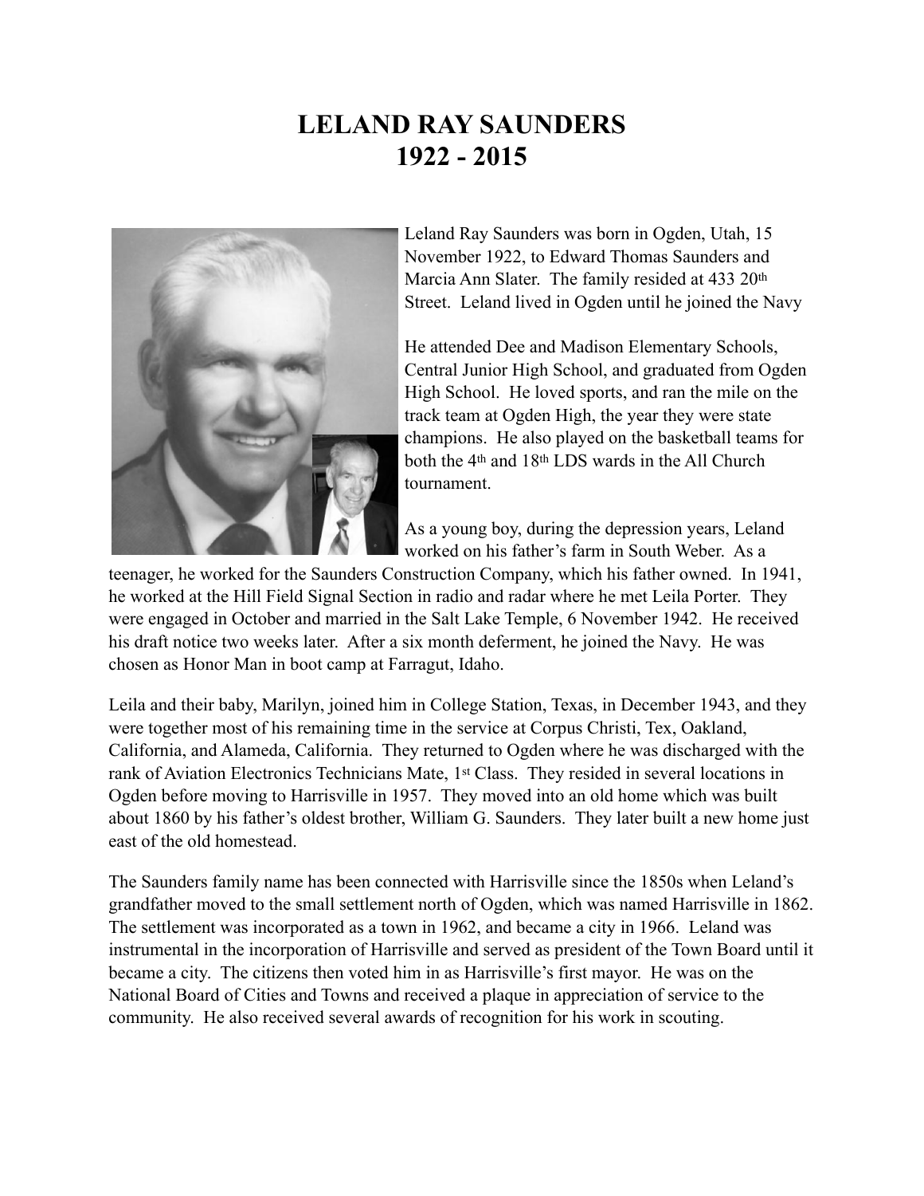# LELAND RAY SAUNDERS
# 1922 - 2015

Leland Ray Saunders was born in Ogden, Utah, 15 November 1922, to Edward Thomas Saunders and Marcia Ann Slater. The family resided at 433 20th Street. Leland lived in Ogden until he joined the Navy

He attended Dee and Madison Elementary Schools, Central Junior High School, and graduated from Ogden High School. He loved sports, and ran the mile on the track team at Ogden High, the year they were state champions. He also played on the basketball teams for both the 4th and 18th LDS wards in the All Church tournament.

As a young boy, during the depression years, Leland worked on his father's farm in South Weber. As a teenager, he worked for the Saunders Construction Company, which his father owned. In 1941, he worked at the Hill Field Signal Section in radio and radar where he met Leila Porter. They were engaged in October and married in the Salt Lake Temple, 6 November 1942. He received his draft notice two weeks later. After a six month deferment, he joined the Navy. He was chosen as Honor Man in boot camp at Farragut, Idaho.

Leila and their baby, Marilyn, joined him in College Station, Texas, in December 1943, and they were together most of his remaining time in the service at Corpus Christi, Tex, Oakland, California, and Alameda, California. They returned to Ogden where he was discharged with the rank of Aviation Electronics Technicians Mate, 1st Class. They resided in several locations in Ogden before moving to Harrisville in 1957. They moved into an old home which was built about 1860 by his father's oldest brother, William G. Saunders. They later built a new home just east of the old homestead.

The Saunders family name has been connected with Harrisville since the 1850s when Leland's grandfather moved to the small settlement north of Ogden, which was named Harrisville in 1862. The settlement was incorporated as a town in 1962, and became a city in 1966. Leland was instrumental in the incorporation of Harrisville and served as president of the Town Board until it became a city. The citizens then voted him in as Harrisville's first mayor. He was on the National Board of Cities and Towns and received a plaque in appreciation of service to the community. He also received several awards of recognition for his work in scouting.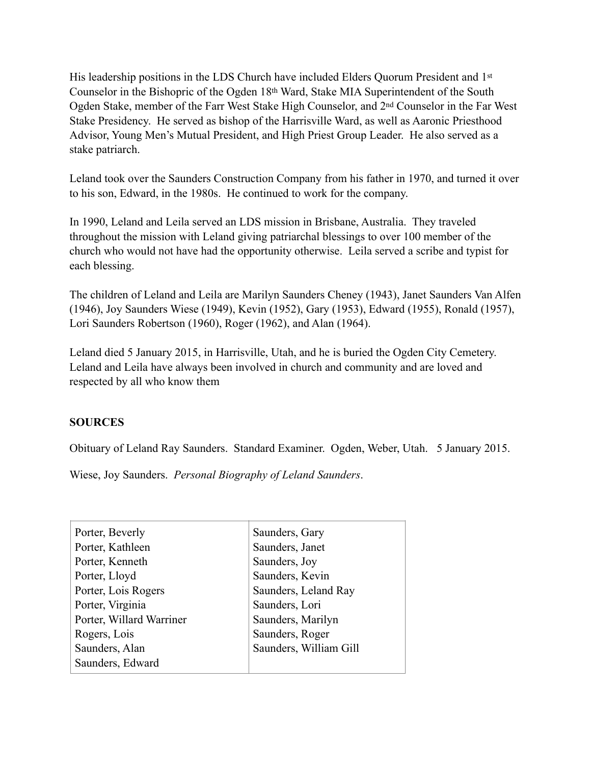His leadership positions in the LDS Church have included Elders Quorum President and 1st Counselor in the Bishopric of the Ogden 18th Ward, Stake MIA Superintendent of the South Ogden Stake, member of the Farr West Stake High Counselor, and 2nd Counselor in the Far West Stake Presidency. He served as bishop of the Harrisville Ward, as well as Aaronic Priesthood Advisor, Young Men's Mutual President, and High Priest Group Leader. He also served as a stake patriarch.

Leland took over the Saunders Construction Company from his father in 1970, and turned it over to his son, Edward, in the 1980s. He continued to work for the company.

In 1990, Leland and Leila served an LDS mission in Brisbane, Australia. They traveled throughout the mission with Leland giving patriarchal blessings to over 100 member of the church who would not have had the opportunity otherwise. Leila served a scribe and typist for each blessing.

The children of Leland and Leila are Marilyn Saunders Cheney (1943), Janet Saunders Van Alfen (1946), Joy Saunders Wiese (1949), Kevin (1952), Gary (1953), Edward (1955), Ronald (1957), Lori Saunders Robertson (1960), Roger (1962), and Alan (1964).

Leland died 5 January 2015, in Harrisville, Utah, and he is buried the Ogden City Cemetery. Leland and Leila have always been involved in church and community and are loved and respected by all who know them

**SOURCES**

Obituary of Leland Ray Saunders. Standard Examiner. Ogden, Weber, Utah. 5 January 2015.

Wiese, Joy Saunders. *Personal Biography of Leland Saunders*.

| | |
|---|---|
| Porter, Beverly | Saunders, Gary |
| Porter, Kathleen | Saunders, Janet |
| Porter, Kenneth | Saunders, Joy |
| Porter, Lloyd | Saunders, Kevin |
| Porter, Lois Rogers | Saunders, Leland Ray |
| Porter, Virginia | Saunders, Lori |
| Porter, Willard Warriner | Saunders, Marilyn |
| Rogers, Lois | Saunders, Roger |
| Saunders, Alan | Saunders, William Gill |
| Saunders, Edward | |